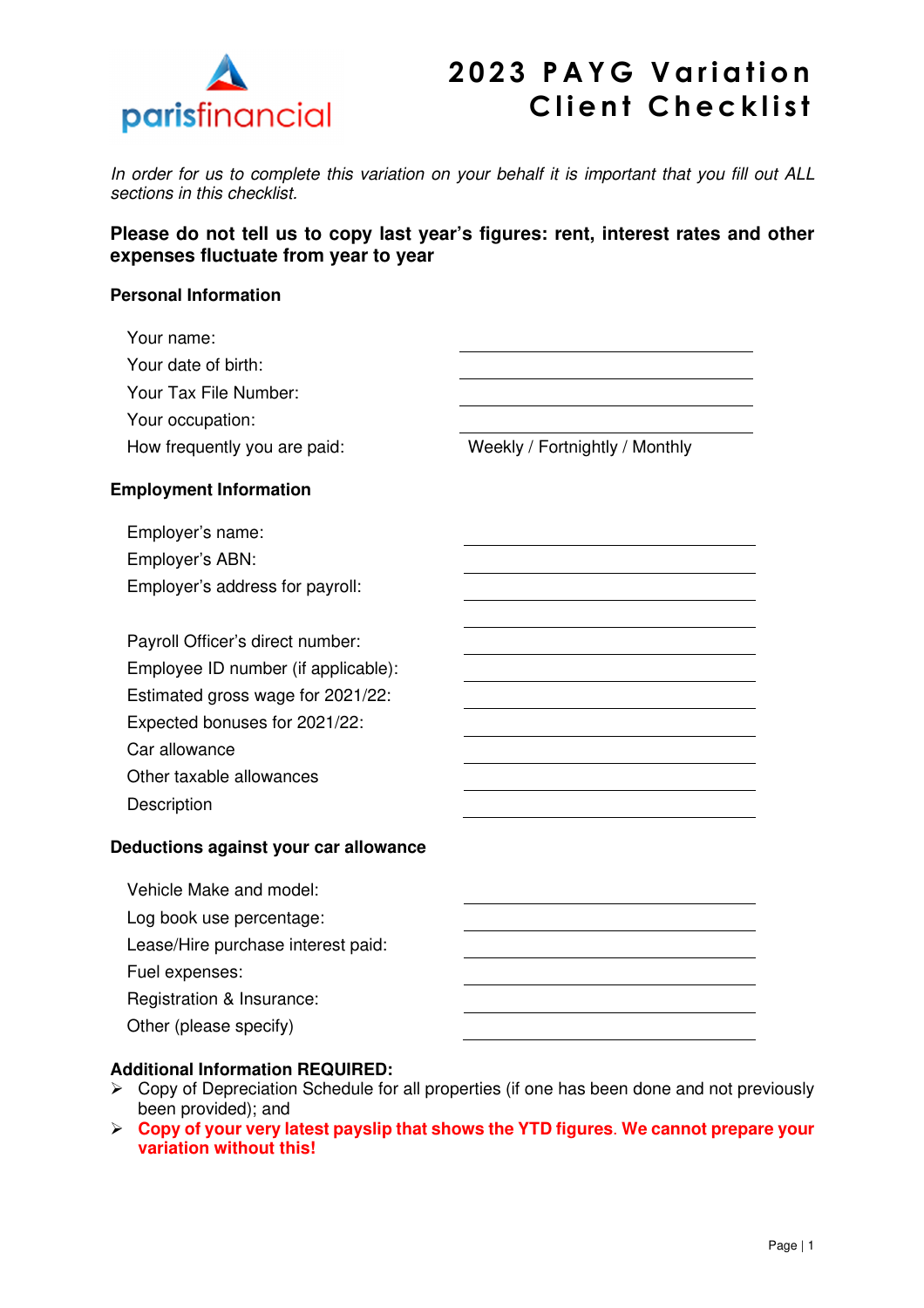parisfinancial

# 2023 PAYG Variation Client Checklist

*In order for us to complete this variation on your behalf it is important that you fill out ALL sections in this checklist.*

**Please do not tell us to copy last year's figures: rent, interest rates and other expenses fluctuate from year to year**

### Personal Information

Your name: \_\_\_\_\_\_\_\_\_\_\_\_\_\_\_\_\_\_\_\_

Your date of birth: \_\_\_\_\_\_\_\_\_\_\_\_\_\_\_\_\_\_\_\_

Your Tax File Number: \_\_\_\_\_\_\_\_\_\_\_\_\_\_\_\_\_\_\_\_

Your occupation: \_\_\_\_\_\_\_\_\_\_\_\_\_\_\_\_\_\_\_\_

How frequently you are paid: Weekly / Fortnightly / Monthly

### Employment Information

Employer's name: \_\_\_\_\_\_\_\_\_\_\_\_\_\_\_\_\_\_\_\_

Employer's ABN: \_\_\_\_\_\_\_\_\_\_\_\_\_\_\_\_\_\_\_\_

Employer's address for payroll: \_\_\_\_\_\_\_\_\_\_\_\_\_\_\_\_\_\_\_\_

\_\_\_\_\_\_\_\_\_\_\_\_\_\_\_\_\_\_\_\_

Payroll Officer's direct number: \_\_\_\_\_\_\_\_\_\_\_\_\_\_\_\_\_\_\_\_

Employee ID number (if applicable): \_\_\_\_\_\_\_\_\_\_\_\_\_\_\_\_\_\_\_\_

Estimated gross wage for 2021/22: \_\_\_\_\_\_\_\_\_\_\_\_\_\_\_\_\_\_\_\_

Expected bonuses for 2021/22: \_\_\_\_\_\_\_\_\_\_\_\_\_\_\_\_\_\_\_\_

Car allowance \_\_\_\_\_\_\_\_\_\_\_\_\_\_\_\_\_\_\_\_

Other taxable allowances \_\_\_\_\_\_\_\_\_\_\_\_\_\_\_\_\_\_\_\_

Description \_\_\_\_\_\_\_\_\_\_\_\_\_\_\_\_\_\_\_\_

### Deductions against your car allowance

Vehicle Make and model: \_\_\_\_\_\_\_\_\_\_\_\_\_\_\_\_\_\_\_\_

Log book use percentage: \_\_\_\_\_\_\_\_\_\_\_\_\_\_\_\_\_\_\_\_

Lease/Hire purchase interest paid: \_\_\_\_\_\_\_\_\_\_\_\_\_\_\_\_\_\_\_\_

Fuel expenses: \_\_\_\_\_\_\_\_\_\_\_\_\_\_\_\_\_\_\_\_

Registration & Insurance: \_\_\_\_\_\_\_\_\_\_\_\_\_\_\_\_\_\_\_\_

Other (please specify) \_\_\_\_\_\_\_\_\_\_\_\_\_\_\_\_\_\_\_\_

### Additional Information REQUIRED:

- Copy of Depreciation Schedule for all properties (if one has been done and not previously been provided); and
- **Copy of your very latest payslip that shows the YTD figures. We cannot prepare your variation without this!**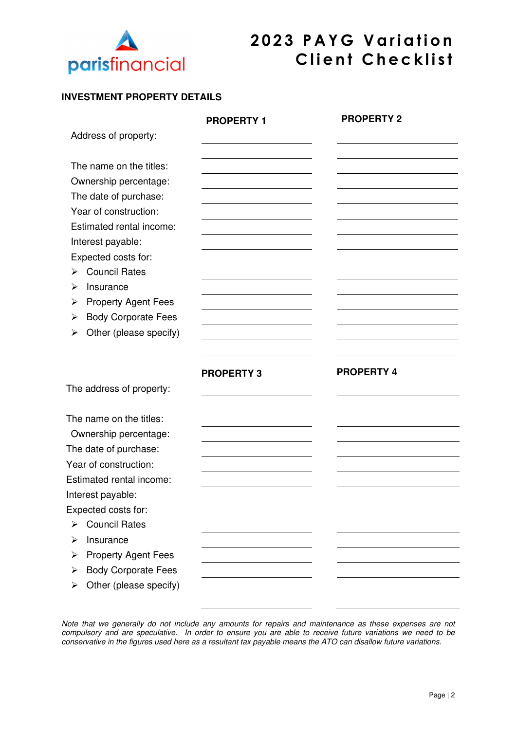# 2023 PAYG Variation Client Checklist

## INVESTMENT PROPERTY DETAILS

| | PROPERTY 1 | PROPERTY 2 |
|---|---|---|
| Address of property: | | |
| | | |
| The name on the titles: | | |
| Ownership percentage: | | |
| The date of purchase: | | |
| Year of construction: | | |
| Estimated rental income: | | |
| Interest payable: | | |
| Expected costs for: | | |
| ➢ Council Rates | | |
| ➢ Insurance | | |
| ➢ Property Agent Fees | | |
| ➢ Body Corporate Fees | | |
| ➢ Other (please specify) | | |
| | | |

| | PROPERTY 3 | PROPERTY 4 |
|---|---|---|
| The address of property: | | |
| | | |
| The name on the titles: | | |
| Ownership percentage: | | |
| The date of purchase: | | |
| Year of construction: | | |
| Estimated rental income: | | |
| Interest payable: | | |
| Expected costs for: | | |
| ➢ Council Rates | | |
| ➢ Insurance | | |
| ➢ Property Agent Fees | | |
| ➢ Body Corporate Fees | | |
| ➢ Other (please specify) | | |
| | | |

*Note that we generally do not include any amounts for repairs and maintenance as these expenses are not compulsory and are speculative. In order to ensure you are able to receive future variations we need to be conservative in the figures used here as a resultant tax payable means the ATO can disallow future variations.*